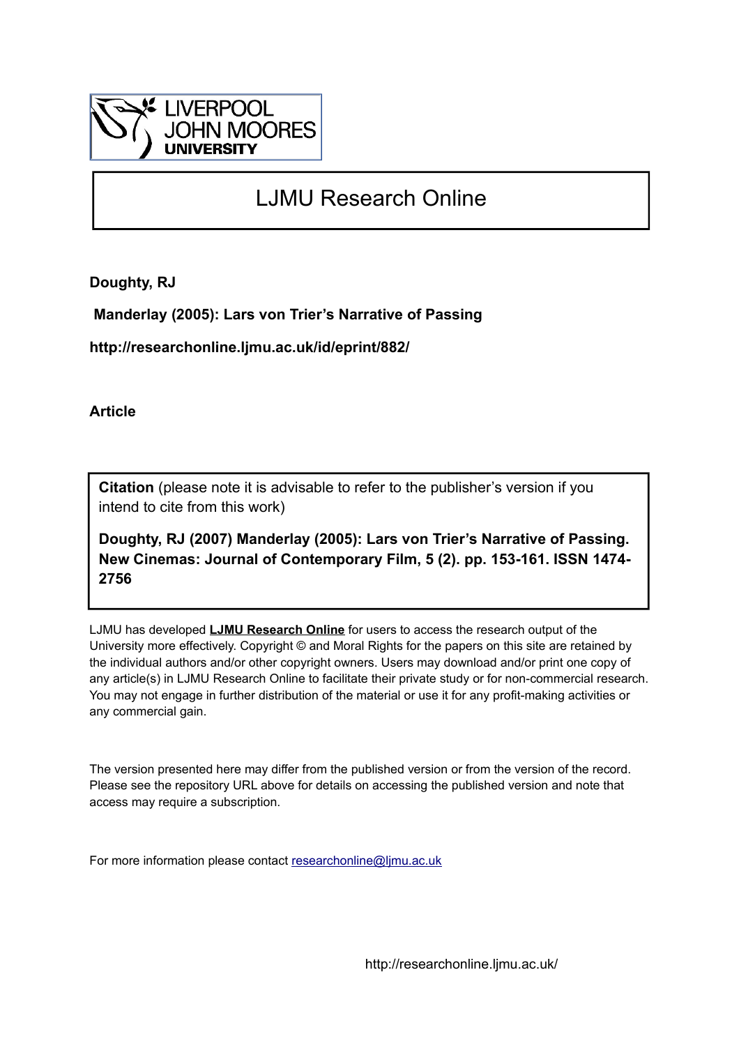LIVERPOOL JOHN MOORES UNIVERSITY

# LJMU Research Online

**Doughty, RJ**

**Manderlay (2005): Lars von Trier's Narrative of Passing**

**http://researchonline.ljmu.ac.uk/id/eprint/882/**

**Article**

**Citation** (please note it is advisable to refer to the publisher's version if you intend to cite from this work)

**Doughty, RJ (2007) Manderlay (2005): Lars von Trier's Narrative of Passing. New Cinemas: Journal of Contemporary Film, 5 (2). pp. 153-161. ISSN 1474-2756**

LJMU has developed **LJMU Research Online** for users to access the research output of the University more effectively. Copyright © and Moral Rights for the papers on this site are retained by the individual authors and/or other copyright owners. Users may download and/or print one copy of any article(s) in LJMU Research Online to facilitate their private study or for non-commercial research. You may not engage in further distribution of the material or use it for any profit-making activities or any commercial gain.

The version presented here may differ from the published version or from the version of the record. Please see the repository URL above for details on accessing the published version and note that access may require a subscription.

For more information please contact researchonline@ljmu.ac.uk

http://researchonline.ljmu.ac.uk/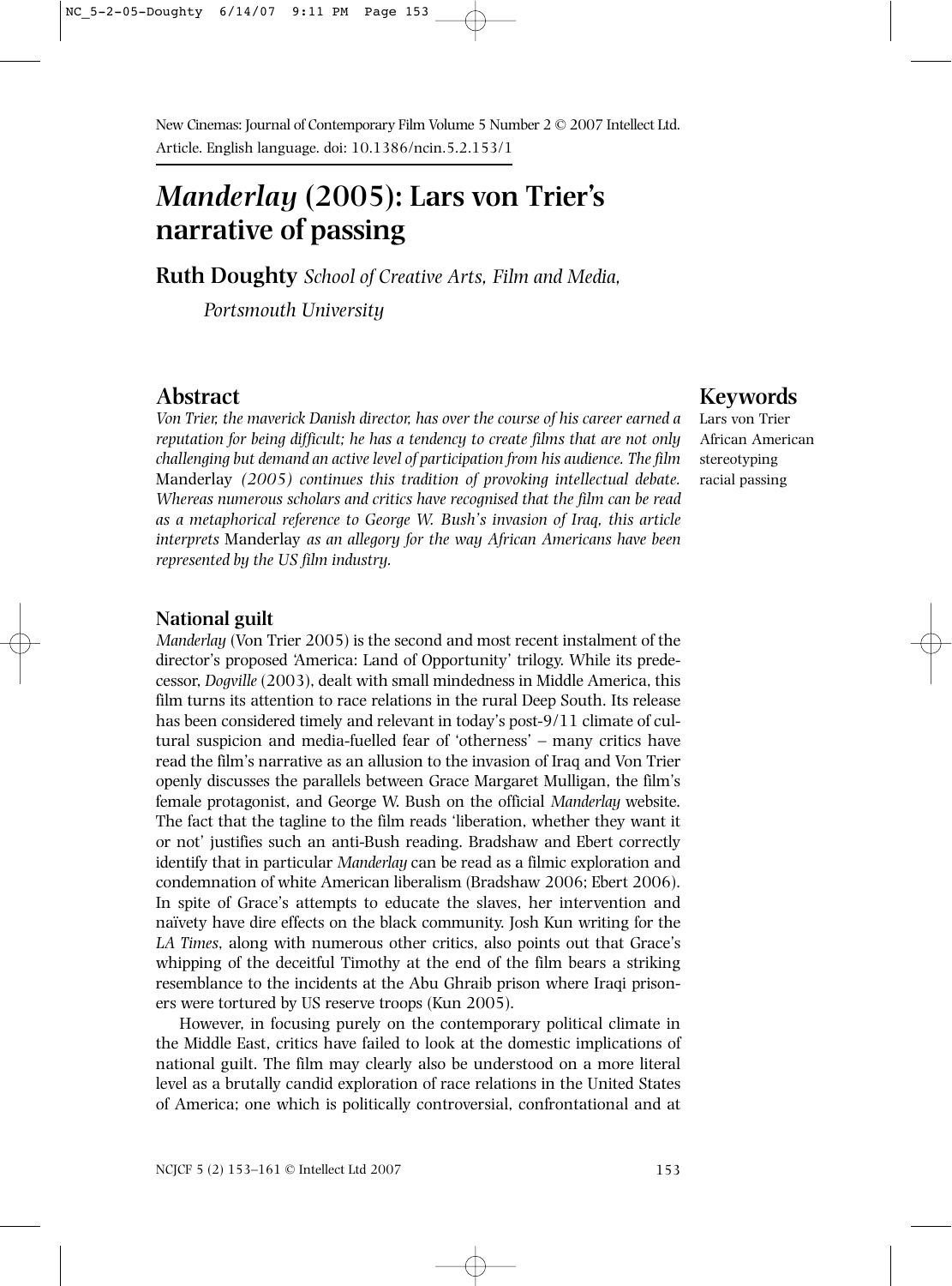New Cinemas: Journal of Contemporary Film Volume 5 Number 2 © 2007 Intellect Ltd.
Article. English language. doi: 10.1386/ncin.5.2.153/1

# *Manderlay* (2005): Lars von Trier's narrative of passing

**Ruth Doughty** *School of Creative Arts, Film and Media, Portsmouth University*

## Abstract

*Von Trier, the maverick Danish director, has over the course of his career earned a reputation for being difficult; he has a tendency to create films that are not only challenging but demand an active level of participation from his audience. The film* Manderlay *(2005) continues this tradition of provoking intellectual debate. Whereas numerous scholars and critics have recognised that the film can be read as a metaphorical reference to George W. Bush's invasion of Iraq, this article interprets* Manderlay *as an allegory for the way African Americans have been represented by the US film industry.*

## Keywords

Lars von Trier
African American
stereotyping
racial passing

### National guilt

*Manderlay* (Von Trier 2005) is the second and most recent instalment of the director's proposed 'America: Land of Opportunity' trilogy. While its predecessor, *Dogville* (2003), dealt with small mindedness in Middle America, this film turns its attention to race relations in the rural Deep South. Its release has been considered timely and relevant in today's post-9/11 climate of cultural suspicion and media-fuelled fear of 'otherness' – many critics have read the film's narrative as an allusion to the invasion of Iraq and Von Trier openly discusses the parallels between Grace Margaret Mulligan, the film's female protagonist, and George W. Bush on the official *Manderlay* website. The fact that the tagline to the film reads 'liberation, whether they want it or not' justifies such an anti-Bush reading. Bradshaw and Ebert correctly identify that in particular *Manderlay* can be read as a filmic exploration and condemnation of white American liberalism (Bradshaw 2006; Ebert 2006). In spite of Grace's attempts to educate the slaves, her intervention and naïvety have dire effects on the black community. Josh Kun writing for the *LA Times*, along with numerous other critics, also points out that Grace's whipping of the deceitful Timothy at the end of the film bears a striking resemblance to the incidents at the Abu Ghraib prison where Iraqi prisoners were tortured by US reserve troops (Kun 2005).

However, in focusing purely on the contemporary political climate in the Middle East, critics have failed to look at the domestic implications of national guilt. The film may clearly also be understood on a more literal level as a brutally candid exploration of race relations in the United States of America; one which is politically controversial, confrontational and at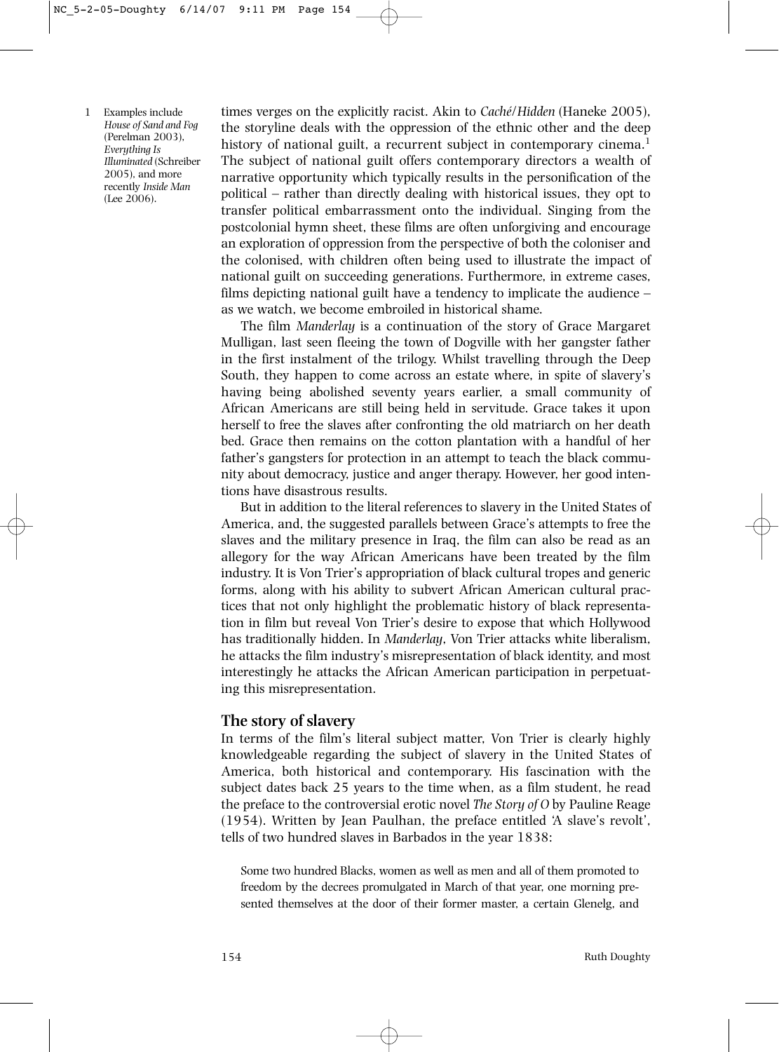times verges on the explicitly racist. Akin to *Caché/Hidden* (Haneke 2005), the storyline deals with the oppression of the ethnic other and the deep history of national guilt, a recurrent subject in contemporary cinema.[1] The subject of national guilt offers contemporary directors a wealth of narrative opportunity which typically results in the personification of the political – rather than directly dealing with historical issues, they opt to transfer political embarrassment onto the individual. Singing from the postcolonial hymn sheet, these films are often unforgiving and encourage an exploration of oppression from the perspective of both the coloniser and the colonised, with children often being used to illustrate the impact of national guilt on succeeding generations. Furthermore, in extreme cases, films depicting national guilt have a tendency to implicate the audience – as we watch, we become embroiled in historical shame.

1 Examples include *House of Sand and Fog* (Perelman 2003), *Everything Is Illuminated* (Schreiber 2005), and more recently *Inside Man* (Lee 2006).

The film *Manderlay* is a continuation of the story of Grace Margaret Mulligan, last seen fleeing the town of Dogville with her gangster father in the first instalment of the trilogy. Whilst travelling through the Deep South, they happen to come across an estate where, in spite of slavery's having being abolished seventy years earlier, a small community of African Americans are still being held in servitude. Grace takes it upon herself to free the slaves after confronting the old matriarch on her death bed. Grace then remains on the cotton plantation with a handful of her father's gangsters for protection in an attempt to teach the black community about democracy, justice and anger therapy. However, her good intentions have disastrous results.

But in addition to the literal references to slavery in the United States of America, and, the suggested parallels between Grace's attempts to free the slaves and the military presence in Iraq, the film can also be read as an allegory for the way African Americans have been treated by the film industry. It is Von Trier's appropriation of black cultural tropes and generic forms, along with his ability to subvert African American cultural practices that not only highlight the problematic history of black representation in film but reveal Von Trier's desire to expose that which Hollywood has traditionally hidden. In *Manderlay*, Von Trier attacks white liberalism, he attacks the film industry's misrepresentation of black identity, and most interestingly he attacks the African American participation in perpetuating this misrepresentation.

## The story of slavery

In terms of the film's literal subject matter, Von Trier is clearly highly knowledgeable regarding the subject of slavery in the United States of America, both historical and contemporary. His fascination with the subject dates back 25 years to the time when, as a film student, he read the preface to the controversial erotic novel *The Story of O* by Pauline Reage (1954). Written by Jean Paulhan, the preface entitled 'A slave's revolt', tells of two hundred slaves in Barbados in the year 1838:

> Some two hundred Blacks, women as well as men and all of them promoted to freedom by the decrees promulgated in March of that year, one morning presented themselves at the door of their former master, a certain Glenelg, and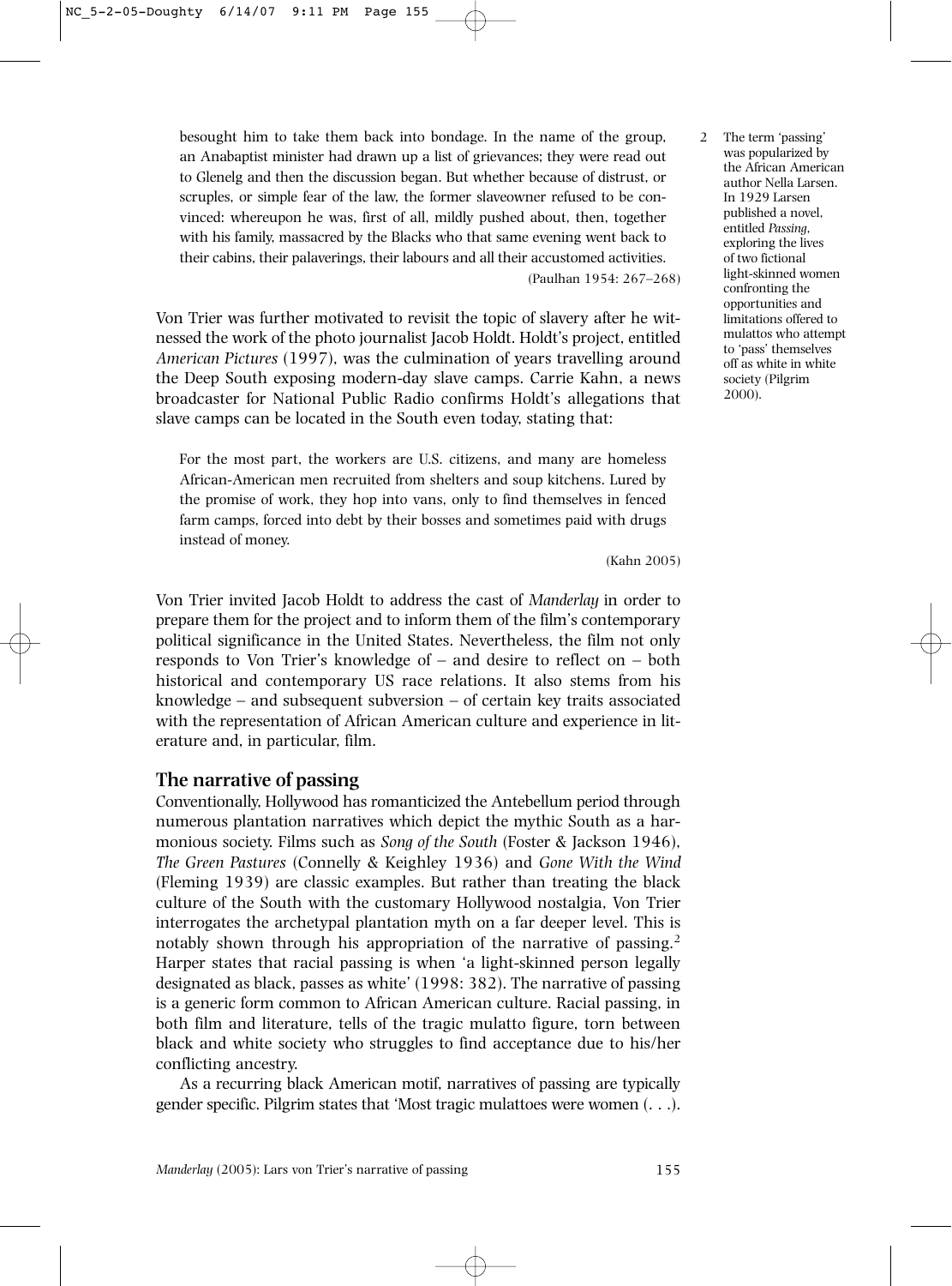besought him to take them back into bondage. In the name of the group, an Anabaptist minister had drawn up a list of grievances; they were read out to Glenelg and then the discussion began. But whether because of distrust, or scruples, or simple fear of the law, the former slaveowner refused to be convinced: whereupon he was, first of all, mildly pushed about, then, together with his family, massacred by the Blacks who that same evening went back to their cabins, their palaverings, their labours and all their accustomed activities.

(Paulhan 1954: 267–268)

Von Trier was further motivated to revisit the topic of slavery after he witnessed the work of the photo journalist Jacob Holdt. Holdt's project, entitled *American Pictures* (1997), was the culmination of years travelling around the Deep South exposing modern-day slave camps. Carrie Kahn, a news broadcaster for National Public Radio confirms Holdt's allegations that slave camps can be located in the South even today, stating that:

> For the most part, the workers are U.S. citizens, and many are homeless African-American men recruited from shelters and soup kitchens. Lured by the promise of work, they hop into vans, only to find themselves in fenced farm camps, forced into debt by their bosses and sometimes paid with drugs instead of money.
>
> (Kahn 2005)

Von Trier invited Jacob Holdt to address the cast of *Manderlay* in order to prepare them for the project and to inform them of the film's contemporary political significance in the United States. Nevertheless, the film not only responds to Von Trier's knowledge of – and desire to reflect on – both historical and contemporary US race relations. It also stems from his knowledge – and subsequent subversion – of certain key traits associated with the representation of African American culture and experience in literature and, in particular, film.

## The narrative of passing

Conventionally, Hollywood has romanticized the Antebellum period through numerous plantation narratives which depict the mythic South as a harmonious society. Films such as *Song of the South* (Foster & Jackson 1946), *The Green Pastures* (Connelly & Keighley 1936) and *Gone With the Wind* (Fleming 1939) are classic examples. But rather than treating the black culture of the South with the customary Hollywood nostalgia, Von Trier interrogates the archetypal plantation myth on a far deeper level. This is notably shown through his appropriation of the narrative of passing.[2] Harper states that racial passing is when 'a light-skinned person legally designated as black, passes as white' (1998: 382). The narrative of passing is a generic form common to African American culture. Racial passing, in both film and literature, tells of the tragic mulatto figure, torn between black and white society who struggles to find acceptance due to his/her conflicting ancestry.

As a recurring black American motif, narratives of passing are typically gender specific. Pilgrim states that 'Most tragic mulattoes were women (. . .).

2 The term 'passing' was popularized by the African American author Nella Larsen. In 1929 Larsen published a novel, entitled *Passing*, exploring the lives of two fictional light-skinned women confronting the opportunities and limitations offered to mulattos who attempt to 'pass' themselves off as white in white society (Pilgrim 2000).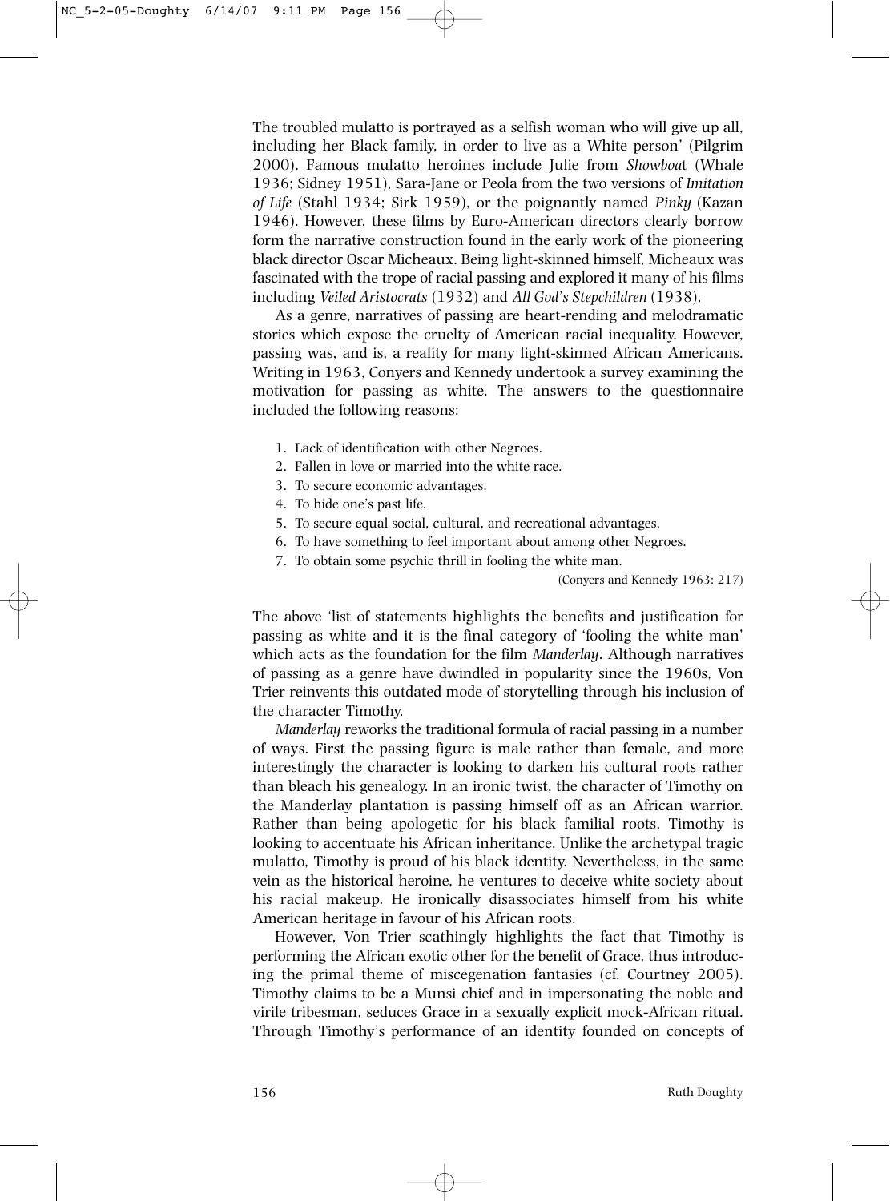The troubled mulatto is portrayed as a selfish woman who will give up all, including her Black family, in order to live as a White person' (Pilgrim 2000). Famous mulatto heroines include Julie from *Showboat* (Whale 1936; Sidney 1951), Sara-Jane or Peola from the two versions of *Imitation of Life* (Stahl 1934; Sirk 1959), or the poignantly named *Pinky* (Kazan 1946). However, these films by Euro-American directors clearly borrow form the narrative construction found in the early work of the pioneering black director Oscar Micheaux. Being light-skinned himself, Micheaux was fascinated with the trope of racial passing and explored it many of his films including *Veiled Aristocrats* (1932) and *All God's Stepchildren* (1938).

As a genre, narratives of passing are heart-rending and melodramatic stories which expose the cruelty of American racial inequality. However, passing was, and is, a reality for many light-skinned African Americans. Writing in 1963, Conyers and Kennedy undertook a survey examining the motivation for passing as white. The answers to the questionnaire included the following reasons:

1. Lack of identification with other Negroes.
2. Fallen in love or married into the white race.
3. To secure economic advantages.
4. To hide one's past life.
5. To secure equal social, cultural, and recreational advantages.
6. To have something to feel important about among other Negroes.
7. To obtain some psychic thrill in fooling the white man.

(Conyers and Kennedy 1963: 217)

The above 'list of statements highlights the benefits and justification for passing as white and it is the final category of 'fooling the white man' which acts as the foundation for the film *Manderlay*. Although narratives of passing as a genre have dwindled in popularity since the 1960s, Von Trier reinvents this outdated mode of storytelling through his inclusion of the character Timothy.

*Manderlay* reworks the traditional formula of racial passing in a number of ways. First the passing figure is male rather than female, and more interestingly the character is looking to darken his cultural roots rather than bleach his genealogy. In an ironic twist, the character of Timothy on the Manderlay plantation is passing himself off as an African warrior. Rather than being apologetic for his black familial roots, Timothy is looking to accentuate his African inheritance. Unlike the archetypal tragic mulatto, Timothy is proud of his black identity. Nevertheless, in the same vein as the historical heroine, he ventures to deceive white society about his racial makeup. He ironically disassociates himself from his white American heritage in favour of his African roots.

However, Von Trier scathingly highlights the fact that Timothy is performing the African exotic other for the benefit of Grace, thus introducing the primal theme of miscegenation fantasies (cf. Courtney 2005). Timothy claims to be a Munsi chief and in impersonating the noble and virile tribesman, seduces Grace in a sexually explicit mock-African ritual. Through Timothy's performance of an identity founded on concepts of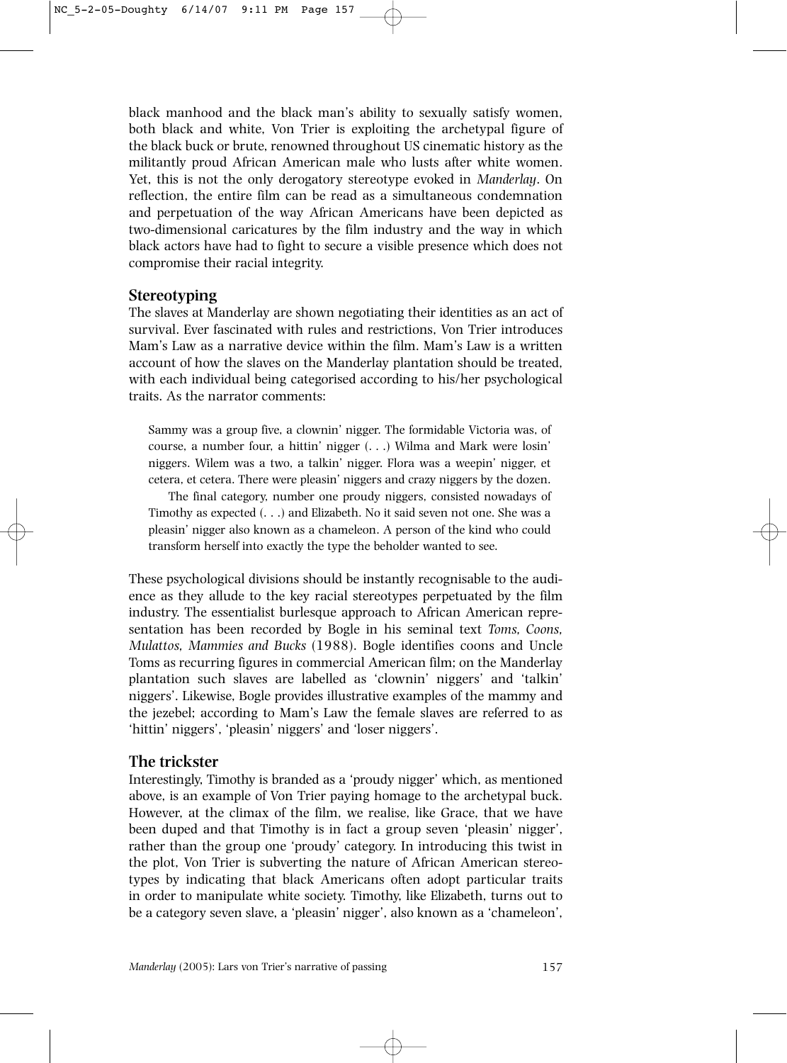black manhood and the black man's ability to sexually satisfy women, both black and white, Von Trier is exploiting the archetypal figure of the black buck or brute, renowned throughout US cinematic history as the militantly proud African American male who lusts after white women. Yet, this is not the only derogatory stereotype evoked in *Manderlay*. On reflection, the entire film can be read as a simultaneous condemnation and perpetuation of the way African Americans have been depicted as two-dimensional caricatures by the film industry and the way in which black actors have had to fight to secure a visible presence which does not compromise their racial integrity.

## Stereotyping

The slaves at Manderlay are shown negotiating their identities as an act of survival. Ever fascinated with rules and restrictions, Von Trier introduces Mam's Law as a narrative device within the film. Mam's Law is a written account of how the slaves on the Manderlay plantation should be treated, with each individual being categorised according to his/her psychological traits. As the narrator comments:

> Sammy was a group five, a clownin' nigger. The formidable Victoria was, of course, a number four, a hittin' nigger (. . .) Wilma and Mark were losin' niggers. Wilem was a two, a talkin' nigger. Flora was a weepin' nigger, et cetera, et cetera. There were pleasin' niggers and crazy niggers by the dozen.
>
> The final category, number one proudy niggers, consisted nowadays of Timothy as expected (. . .) and Elizabeth. No it said seven not one. She was a pleasin' nigger also known as a chameleon. A person of the kind who could transform herself into exactly the type the beholder wanted to see.

These psychological divisions should be instantly recognisable to the audience as they allude to the key racial stereotypes perpetuated by the film industry. The essentialist burlesque approach to African American representation has been recorded by Bogle in his seminal text *Toms, Coons, Mulattos, Mammies and Bucks* (1988). Bogle identifies coons and Uncle Toms as recurring figures in commercial American film; on the Manderlay plantation such slaves are labelled as 'clownin' niggers' and 'talkin' niggers'. Likewise, Bogle provides illustrative examples of the mammy and the jezebel; according to Mam's Law the female slaves are referred to as 'hittin' niggers', 'pleasin' niggers' and 'loser niggers'.

## The trickster

Interestingly, Timothy is branded as a 'proudy nigger' which, as mentioned above, is an example of Von Trier paying homage to the archetypal buck. However, at the climax of the film, we realise, like Grace, that we have been duped and that Timothy is in fact a group seven 'pleasin' nigger', rather than the group one 'proudy' category. In introducing this twist in the plot, Von Trier is subverting the nature of African American stereotypes by indicating that black Americans often adopt particular traits in order to manipulate white society. Timothy, like Elizabeth, turns out to be a category seven slave, a 'pleasin' nigger', also known as a 'chameleon',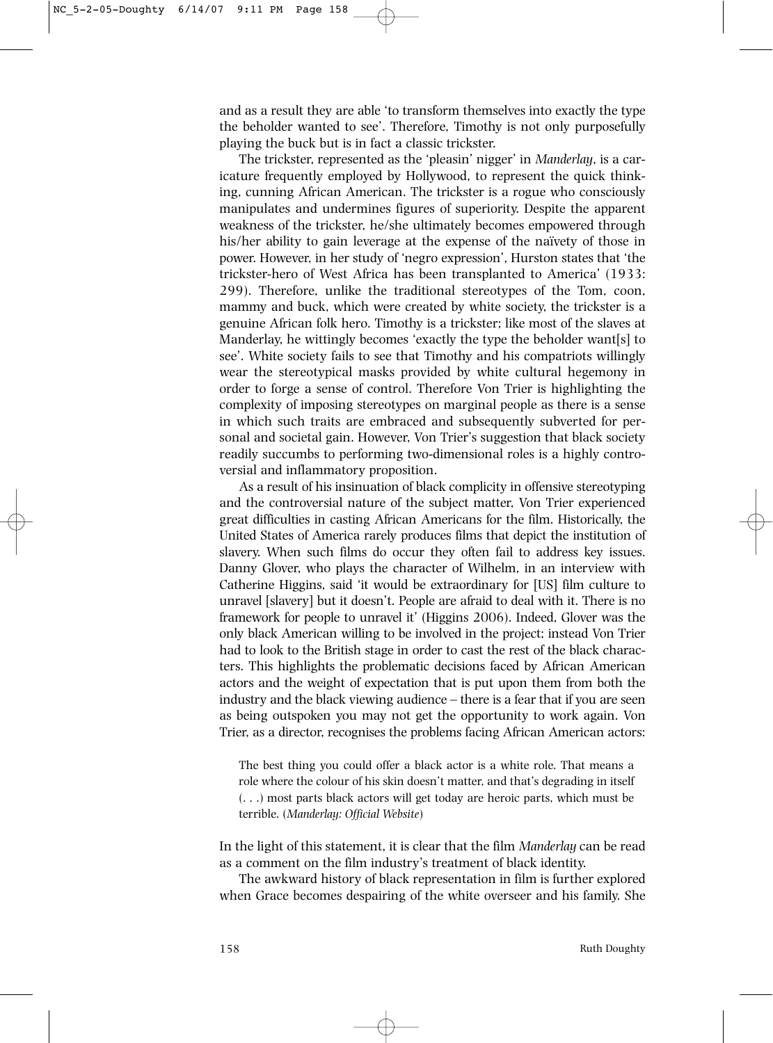and as a result they are able 'to transform themselves into exactly the type the beholder wanted to see'. Therefore, Timothy is not only purposefully playing the buck but is in fact a classic trickster.

The trickster, represented as the 'pleasin' nigger' in *Manderlay*, is a caricature frequently employed by Hollywood, to represent the quick thinking, cunning African American. The trickster is a rogue who consciously manipulates and undermines figures of superiority. Despite the apparent weakness of the trickster, he/she ultimately becomes empowered through his/her ability to gain leverage at the expense of the naïvety of those in power. However, in her study of 'negro expression', Hurston states that 'the trickster-hero of West Africa has been transplanted to America' (1933: 299). Therefore, unlike the traditional stereotypes of the Tom, coon, mammy and buck, which were created by white society, the trickster is a genuine African folk hero. Timothy is a trickster; like most of the slaves at Manderlay, he wittingly becomes 'exactly the type the beholder want[s] to see'. White society fails to see that Timothy and his compatriots willingly wear the stereotypical masks provided by white cultural hegemony in order to forge a sense of control. Therefore Von Trier is highlighting the complexity of imposing stereotypes on marginal people as there is a sense in which such traits are embraced and subsequently subverted for personal and societal gain. However, Von Trier's suggestion that black society readily succumbs to performing two-dimensional roles is a highly controversial and inflammatory proposition.

As a result of his insinuation of black complicity in offensive stereotyping and the controversial nature of the subject matter, Von Trier experienced great difficulties in casting African Americans for the film. Historically, the United States of America rarely produces films that depict the institution of slavery. When such films do occur they often fail to address key issues. Danny Glover, who plays the character of Wilhelm, in an interview with Catherine Higgins, said 'it would be extraordinary for [US] film culture to unravel [slavery] but it doesn't. People are afraid to deal with it. There is no framework for people to unravel it' (Higgins 2006). Indeed, Glover was the only black American willing to be involved in the project; instead Von Trier had to look to the British stage in order to cast the rest of the black characters. This highlights the problematic decisions faced by African American actors and the weight of expectation that is put upon them from both the industry and the black viewing audience – there is a fear that if you are seen as being outspoken you may not get the opportunity to work again. Von Trier, as a director, recognises the problems facing African American actors:

> The best thing you could offer a black actor is a white role. That means a role where the colour of his skin doesn't matter, and that's degrading in itself (. . .) most parts black actors will get today are heroic parts, which must be terrible. (*Manderlay: Official Website*)

In the light of this statement, it is clear that the film *Manderlay* can be read as a comment on the film industry's treatment of black identity.

The awkward history of black representation in film is further explored when Grace becomes despairing of the white overseer and his family. She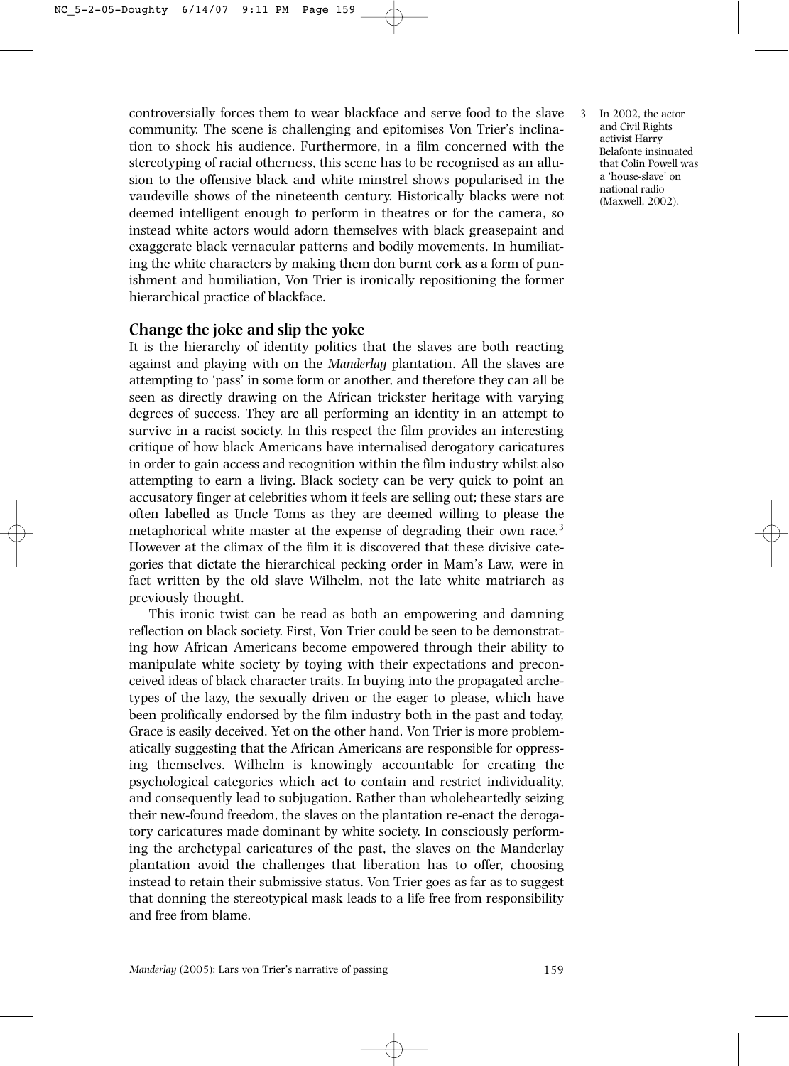controversially forces them to wear blackface and serve food to the slave community. The scene is challenging and epitomises Von Trier's inclination to shock his audience. Furthermore, in a film concerned with the stereotyping of racial otherness, this scene has to be recognised as an allusion to the offensive black and white minstrel shows popularised in the vaudeville shows of the nineteenth century. Historically blacks were not deemed intelligent enough to perform in theatres or for the camera, so instead white actors would adorn themselves with black greasepaint and exaggerate black vernacular patterns and bodily movements. In humiliating the white characters by making them don burnt cork as a form of punishment and humiliation, Von Trier is ironically repositioning the former hierarchical practice of blackface.

## Change the joke and slip the yoke

It is the hierarchy of identity politics that the slaves are both reacting against and playing with on the *Manderlay* plantation. All the slaves are attempting to 'pass' in some form or another, and therefore they can all be seen as directly drawing on the African trickster heritage with varying degrees of success. They are all performing an identity in an attempt to survive in a racist society. In this respect the film provides an interesting critique of how black Americans have internalised derogatory caricatures in order to gain access and recognition within the film industry whilst also attempting to earn a living. Black society can be very quick to point an accusatory finger at celebrities whom it feels are selling out; these stars are often labelled as Uncle Toms as they are deemed willing to please the metaphorical white master at the expense of degrading their own race.[3] However at the climax of the film it is discovered that these divisive categories that dictate the hierarchical pecking order in Mam's Law, were in fact written by the old slave Wilhelm, not the late white matriarch as previously thought.

This ironic twist can be read as both an empowering and damning reflection on black society. First, Von Trier could be seen to be demonstrating how African Americans become empowered through their ability to manipulate white society by toying with their expectations and preconceived ideas of black character traits. In buying into the propagated archetypes of the lazy, the sexually driven or the eager to please, which have been prolifically endorsed by the film industry both in the past and today, Grace is easily deceived. Yet on the other hand, Von Trier is more problematically suggesting that the African Americans are responsible for oppressing themselves. Wilhelm is knowingly accountable for creating the psychological categories which act to contain and restrict individuality, and consequently lead to subjugation. Rather than wholeheartedly seizing their new-found freedom, the slaves on the plantation re-enact the derogatory caricatures made dominant by white society. In consciously performing the archetypal caricatures of the past, the slaves on the Manderlay plantation avoid the challenges that liberation has to offer, choosing instead to retain their submissive status. Von Trier goes as far as to suggest that donning the stereotypical mask leads to a life free from responsibility and free from blame.

3 In 2002, the actor and Civil Rights activist Harry Belafonte insinuated that Colin Powell was a 'house-slave' on national radio (Maxwell, 2002).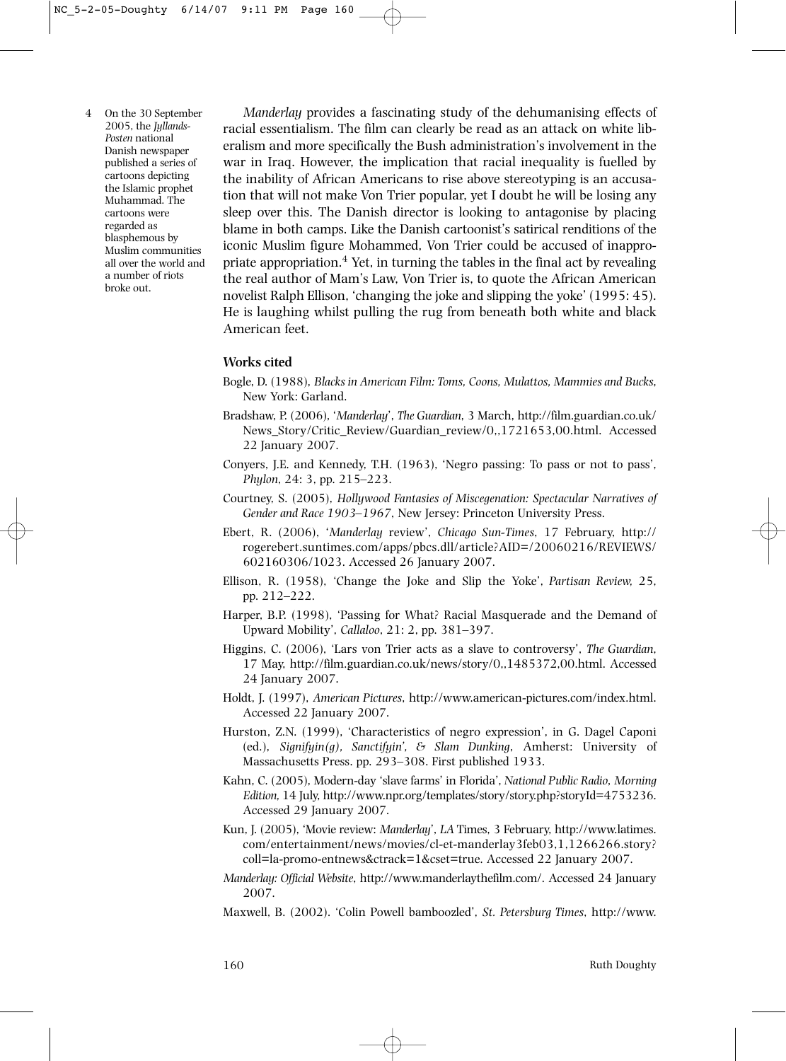*Manderlay* provides a fascinating study of the dehumanising effects of racial essentialism. The film can clearly be read as an attack on white liberalism and more specifically the Bush administration's involvement in the war in Iraq. However, the implication that racial inequality is fuelled by the inability of African Americans to rise above stereotyping is an accusation that will not make Von Trier popular, yet I doubt he will be losing any sleep over this. The Danish director is looking to antagonise by placing blame in both camps. Like the Danish cartoonist's satirical renditions of the iconic Muslim figure Mohammed, Von Trier could be accused of inappropriate appropriation.[4] Yet, in turning the tables in the final act by revealing the real author of Mam's Law, Von Trier is, to quote the African American novelist Ralph Ellison, 'changing the joke and slipping the yoke' (1995: 45). He is laughing whilst pulling the rug from beneath both white and black American feet.

4 On the 30 September 2005, the *Jyllands-Posten* national Danish newspaper published a series of cartoons depicting the Islamic prophet Muhammad. The cartoons were regarded as blasphemous by Muslim communities all over the world and a number of riots broke out.

### Works cited

Bogle, D. (1988), *Blacks in American Film: Toms, Coons, Mulattos, Mammies and Bucks*, New York: Garland.

Bradshaw, P. (2006), '*Manderlay*', *The Guardian*, 3 March, http://film.guardian.co.uk/News_Story/Critic_Review/Guardian_review/0,,1721653,00.html. Accessed 22 January 2007.

Conyers, J.E. and Kennedy, T.H. (1963), 'Negro passing: To pass or not to pass', *Phylon*, 24: 3, pp. 215–223.

Courtney, S. (2005), *Hollywood Fantasies of Miscegenation: Spectacular Narratives of Gender and Race 1903–1967*, New Jersey: Princeton University Press.

Ebert, R. (2006), '*Manderlay* review', *Chicago Sun-Times*, 17 February, http://rogerebert.suntimes.com/apps/pbcs.dll/article?AID=/20060216/REVIEWS/602160306/1023. Accessed 26 January 2007.

Ellison, R. (1958), 'Change the Joke and Slip the Yoke', *Partisan Review,* 25, pp. 212–222.

Harper, B.P. (1998), 'Passing for What? Racial Masquerade and the Demand of Upward Mobility', *Callaloo*, 21: 2, pp. 381–397.

Higgins, C. (2006), 'Lars von Trier acts as a slave to controversy', *The Guardian*, 17 May, http://film.guardian.co.uk/news/story/0,,1485372,00.html. Accessed 24 January 2007.

Holdt, J. (1997), *American Pictures*, http://www.american-pictures.com/index.html. Accessed 22 January 2007.

Hurston, Z.N. (1999), 'Characteristics of negro expression', in G. Dagel Caponi (ed.), *Signifyin(g), Sanctifyin', & Slam Dunking*, Amherst: University of Massachusetts Press. pp. 293–308. First published 1933.

Kahn, C. (2005), Modern-day 'slave farms' in Florida', *National Public Radio*, *Morning Edition,* 14 July, http://www.npr.org/templates/story/story.php?storyId=4753236. Accessed 29 January 2007.

Kun, J. (2005), 'Movie review: *Manderlay*', *LA* Times, 3 February, http://www.latimes.com/entertainment/news/movies/cl-et-manderlay3feb03,1,1266266.story?coll=la-promo-entnews&ctrack=1&cset=true. Accessed 22 January 2007.

*Manderlay: Official Website*, http://www.manderlaythefilm.com/. Accessed 24 January 2007.

Maxwell, B. (2002). 'Colin Powell bamboozled', *St. Petersburg Times*, http://www.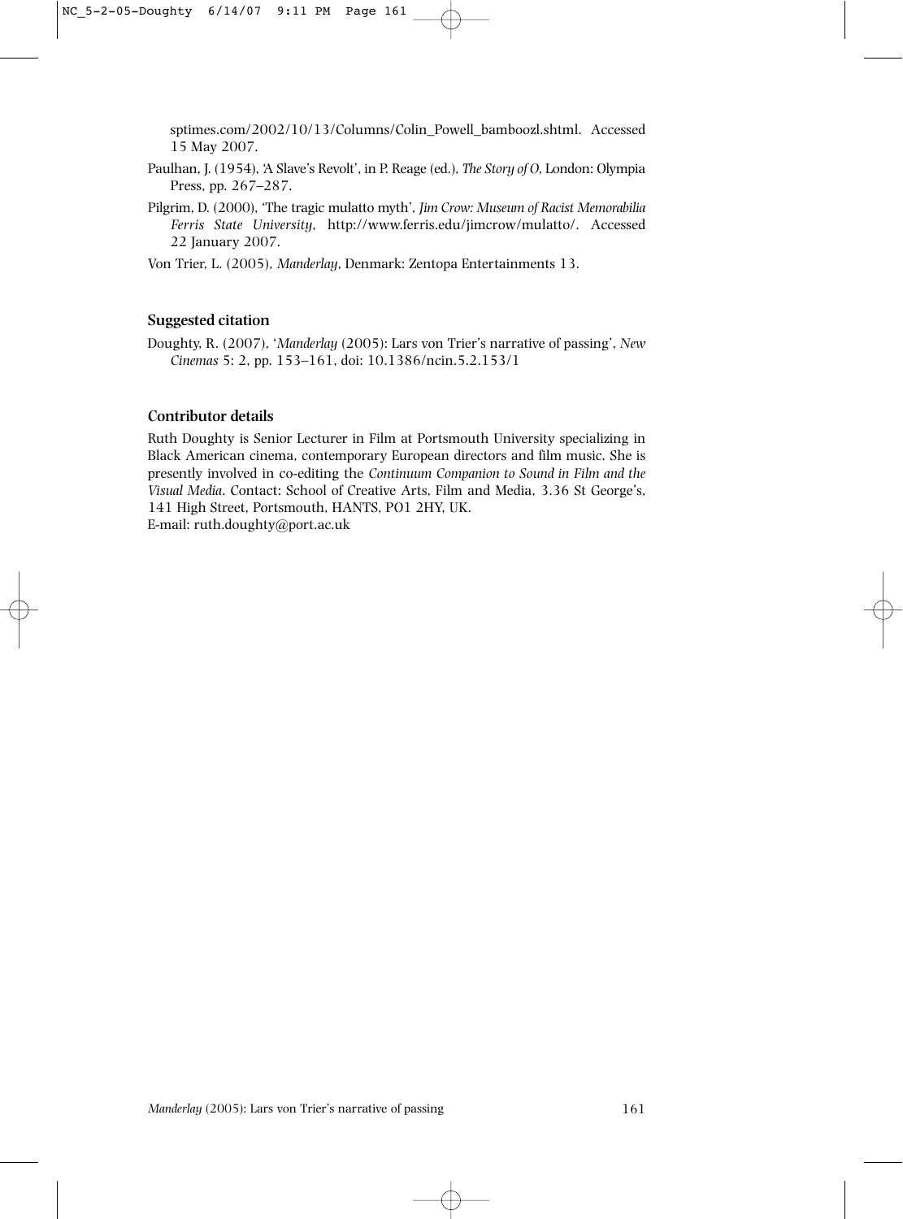sptimes.com/2002/10/13/Columns/Colin_Powell_bamboozl.shtml. Accessed 15 May 2007.

Paulhan, J. (1954), 'A Slave's Revolt', in P. Reage (ed.), *The Story of O*, London: Olympia Press, pp. 267–287.

Pilgrim, D. (2000), 'The tragic mulatto myth', *Jim Crow: Museum of Racist Memorabilia Ferris State University*, http://www.ferris.edu/jimcrow/mulatto/. Accessed 22 January 2007.

Von Trier, L. (2005), *Manderlay*, Denmark: Zentopa Entertainments 13.

### Suggested citation

Doughty, R. (2007), '*Manderlay* (2005): Lars von Trier's narrative of passing', *New Cinemas* 5: 2, pp. 153–161, doi: 10.1386/ncin.5.2.153/1

### Contributor details

Ruth Doughty is Senior Lecturer in Film at Portsmouth University specializing in Black American cinema, contemporary European directors and film music. She is presently involved in co-editing the *Continuum Companion to Sound in Film and the Visual Media*. Contact: School of Creative Arts, Film and Media, 3.36 St George's, 141 High Street, Portsmouth, HANTS, PO1 2HY, UK.
E-mail: ruth.doughty@port.ac.uk